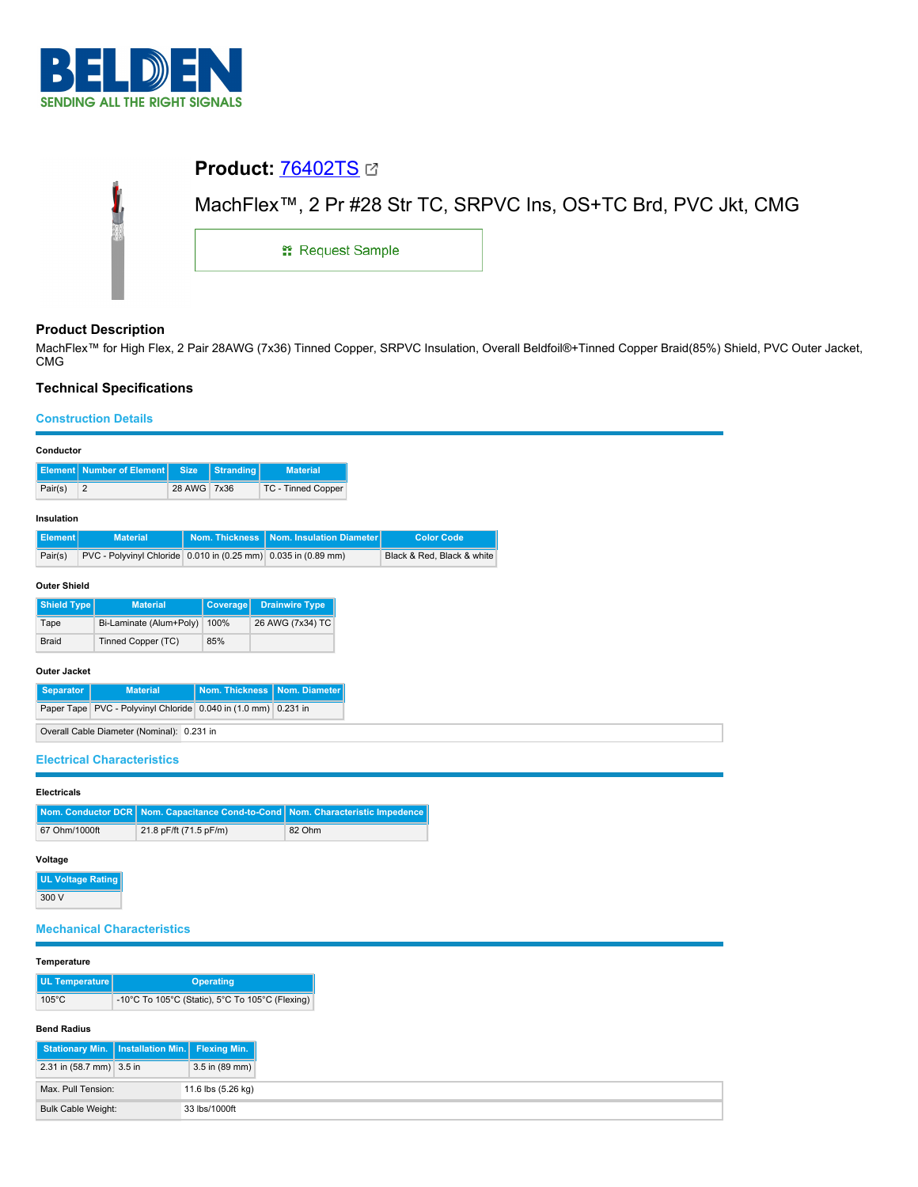BELDEN
SENDING ALL THE RIGHT SIGNALS

# Product: 76402TS

MachFlex™, 2 Pr #28 Str TC, SRPVC Ins, OS+TC Brd, PVC Jkt, CMG

Request Sample

## Product Description

MachFlex™ for High Flex, 2 Pair 28AWG (7x36) Tinned Copper, SRPVC Insulation, Overall Beldfoil®+Tinned Copper Braid(85%) Shield, PVC Outer Jacket, CMG

## Technical Specifications

### Construction Details

**Conductor**

| Element | Number of Element | Size | Stranding | Material |
|---|---|---|---|---|
| Pair(s) | 2 | 28 AWG | 7x36 | TC - Tinned Copper |

**Insulation**

| Element | Material | Nom. Thickness | Nom. Insulation Diameter | Color Code |
|---|---|---|---|---|
| Pair(s) | PVC - Polyvinyl Chloride | 0.010 in (0.25 mm) | 0.035 in (0.89 mm) | Black & Red, Black & white |

**Outer Shield**

| Shield Type | Material | Coverage | Drainwire Type |
|---|---|---|---|
| Tape | Bi-Laminate (Alum+Poly) | 100% | 26 AWG (7x34) TC |
| Braid | Tinned Copper (TC) | 85% | |

**Outer Jacket**

| Separator | Material | Nom. Thickness | Nom. Diameter |
|---|---|---|---|
| Paper Tape | PVC - Polyvinyl Chloride | 0.040 in (1.0 mm) | 0.231 in |

| Overall Cable Diameter (Nominal): | 0.231 in |
|---|---|

### Electrical Characteristics

**Electricals**

| Nom. Conductor DCR | Nom. Capacitance Cond-to-Cond | Nom. Characteristic Impedence |
|---|---|---|
| 67 Ohm/1000ft | 21.8 pF/ft (71.5 pF/m) | 82 Ohm |

**Voltage**

| UL Voltage Rating |
|---|
| 300 V |

### Mechanical Characteristics

**Temperature**

| UL Temperature | Operating |
|---|---|
| 105°C | -10°C To 105°C (Static), 5°C To 105°C (Flexing) |

**Bend Radius**

| Stationary Min. | Installation Min. | Flexing Min. |
|---|---|---|
| 2.31 in (58.7 mm) | 3.5 in | 3.5 in (89 mm) |

| Max. Pull Tension: | 11.6 lbs (5.26 kg) |
|---|---|
| Bulk Cable Weight: | 33 lbs/1000ft |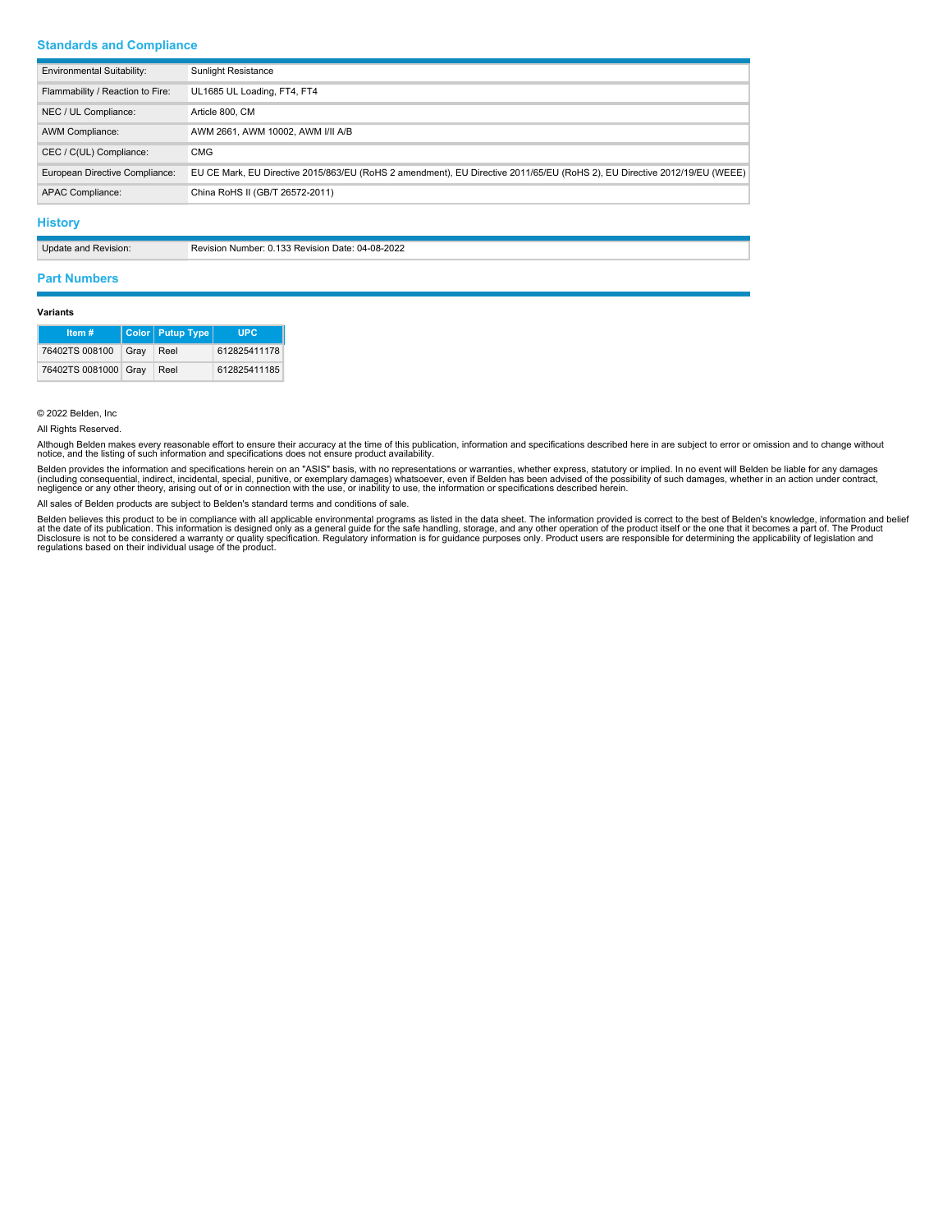## Standards and Compliance

| | |
|---|---|
| Environmental Suitability: | Sunlight Resistance |
| Flammability / Reaction to Fire: | UL1685 UL Loading, FT4, FT4 |
| NEC / UL Compliance: | Article 800, CM |
| AWM Compliance: | AWM 2661, AWM 10002, AWM I/II A/B |
| CEC / C(UL) Compliance: | CMG |
| European Directive Compliance: | EU CE Mark, EU Directive 2015/863/EU (RoHS 2 amendment), EU Directive 2011/65/EU (RoHS 2), EU Directive 2012/19/EU (WEEE) |
| APAC Compliance: | China RoHS II (GB/T 26572-2011) |

## History

| | |
|---|---|
| Update and Revision: | Revision Number: 0.133 Revision Date: 04-08-2022 |

## Part Numbers

**Variants**

| Item # | Color | Putup Type | UPC |
|---|---|---|---|
| 76402TS 008100 | Gray | Reel | 612825411178 |
| 76402TS 0081000 | Gray | Reel | 612825411185 |

© 2022 Belden, Inc

All Rights Reserved.

Although Belden makes every reasonable effort to ensure their accuracy at the time of this publication, information and specifications described here in are subject to error or omission and to change without notice, and the listing of such information and specifications does not ensure product availability.

Belden provides the information and specifications herein on an "ASIS" basis, with no representations or warranties, whether express, statutory or implied. In no event will Belden be liable for any damages (including consequential, indirect, incidental, special, punitive, or exemplary damages) whatsoever, even if Belden has been advised of the possibility of such damages, whether in an action under contract, negligence or any other theory, arising out of or in connection with the use, or inability to use, the information or specifications described herein.

All sales of Belden products are subject to Belden's standard terms and conditions of sale.

Belden believes this product to be in compliance with all applicable environmental programs as listed in the data sheet. The information provided is correct to the best of Belden's knowledge, information and belief at the date of its publication. This information is designed only as a general guide for the safe handling, storage, and any other operation of the product itself or the one that it becomes a part of. The Product Disclosure is not to be considered a warranty or quality specification. Regulatory information is for guidance purposes only. Product users are responsible for determining the applicability of legislation and regulations based on their individual usage of the product.